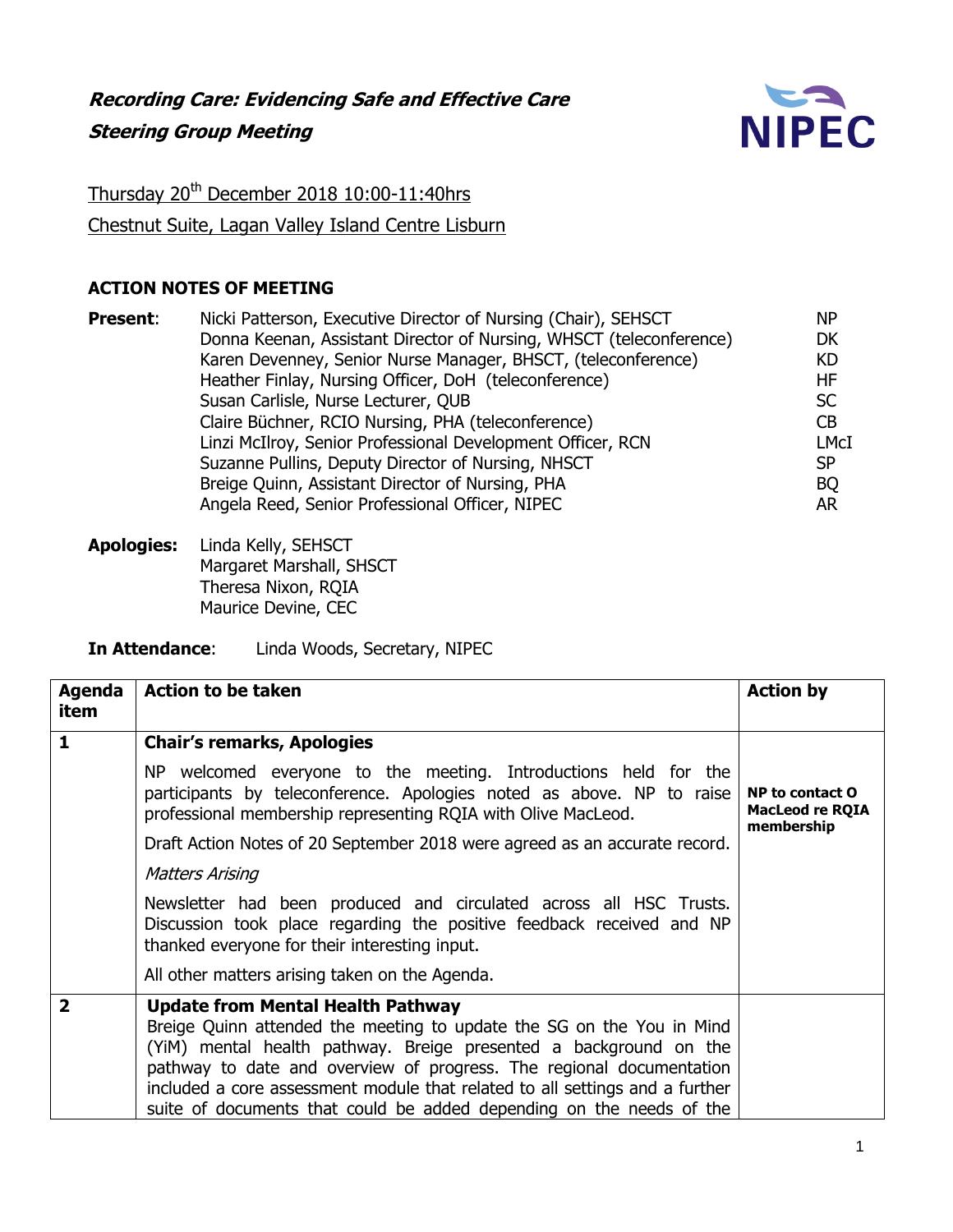***Recording Care: Evidencing Safe and Effective Care***

***Steering Group Meeting***

Thursday 20th December 2018 10:00-11:40hrs

Chestnut Suite, Lagan Valley Island Centre Lisburn

**ACTION NOTES OF MEETING**

| | | |
|---|---|---|
| **Present**: | Nicki Patterson, Executive Director of Nursing (Chair), SEHSCT | NP |
| | Donna Keenan, Assistant Director of Nursing, WHSCT (teleconference) | DK |
| | Karen Devenney, Senior Nurse Manager, BHSCT, (teleconference) | KD |
| | Heather Finlay, Nursing Officer, DoH (teleconference) | HF |
| | Susan Carlisle, Nurse Lecturer, QUB | SC |
| | Claire Büchner, RCIO Nursing, PHA (teleconference) | CB |
| | Linzi McIlroy, Senior Professional Development Officer, RCN | LMcI |
| | Suzanne Pullins, Deputy Director of Nursing, NHSCT | SP |
| | Breige Quinn, Assistant Director of Nursing, PHA | BQ |
| | Angela Reed, Senior Professional Officer, NIPEC | AR |

**Apologies:** Linda Kelly, SEHSCT
Margaret Marshall, SHSCT
Theresa Nixon, RQIA
Maurice Devine, CEC

**In Attendance**: Linda Woods, Secretary, NIPEC

| Agenda item | Action to be taken | Action by |
|---|---|---|
| **1** | **Chair's remarks, Apologies**<br><br>NP welcomed everyone to the meeting. Introductions held for the participants by teleconference. Apologies noted as above. NP to raise professional membership representing RQIA with Olive MacLeod.<br><br>Draft Action Notes of 20 September 2018 were agreed as an accurate record.<br><br>*Matters Arising*<br><br>Newsletter had been produced and circulated across all HSC Trusts. Discussion took place regarding the positive feedback received and NP thanked everyone for their interesting input.<br><br>All other matters arising taken on the Agenda. | **NP to contact O MacLeod re RQIA membership** |
| **2** | **Update from Mental Health Pathway**<br>Breige Quinn attended the meeting to update the SG on the You in Mind (YiM) mental health pathway. Breige presented a background on the pathway to date and overview of progress. The regional documentation included a core assessment module that related to all settings and a further suite of documents that could be added depending on the needs of the | |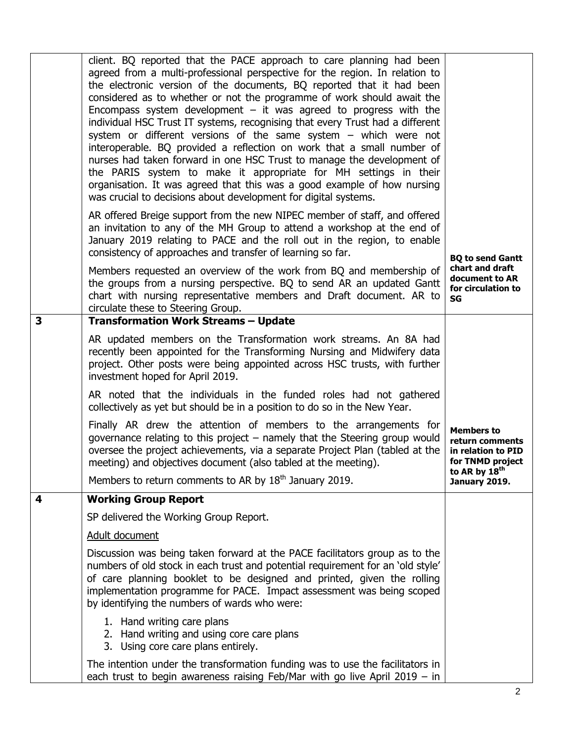| | | |
|---|---|---|
| | client. BQ reported that the PACE approach to care planning had been agreed from a multi-professional perspective for the region. In relation to the electronic version of the documents, BQ reported that it had been considered as to whether or not the programme of work should await the Encompass system development – it was agreed to progress with the individual HSC Trust IT systems, recognising that every Trust had a different system or different versions of the same system – which were not interoperable. BQ provided a reflection on work that a small number of nurses had taken forward in one HSC Trust to manage the development of the PARIS system to make it appropriate for MH settings in their organisation. It was agreed that this was a good example of how nursing was crucial to decisions about development for digital systems.<br><br>AR offered Breige support from the new NIPEC member of staff, and offered an invitation to any of the MH Group to attend a workshop at the end of January 2019 relating to PACE and the roll out in the region, to enable consistency of approaches and transfer of learning so far.<br><br>Members requested an overview of the work from BQ and membership of the groups from a nursing perspective. BQ to send AR an updated Gantt chart with nursing representative members and Draft document. AR to circulate these to Steering Group. | **BQ to send Gantt chart and draft document to AR for circulation to SG** |
| **3** | **Transformation Work Streams – Update**<br><br>AR updated members on the Transformation work streams. An 8A had recently been appointed for the Transforming Nursing and Midwifery data project. Other posts were being appointed across HSC trusts, with further investment hoped for April 2019.<br><br>AR noted that the individuals in the funded roles had not gathered collectively as yet but should be in a position to do so in the New Year.<br><br>Finally AR drew the attention of members to the arrangements for governance relating to this project – namely that the Steering group would oversee the project achievements, via a separate Project Plan (tabled at the meeting) and objectives document (also tabled at the meeting).<br><br>Members to return comments to AR by 18th January 2019. | **Members to return comments in relation to PID for TNMD project to AR by 18th January 2019.** |
| **4** | **Working Group Report**<br><br>SP delivered the Working Group Report.<br><br>Adult document<br><br>Discussion was being taken forward at the PACE facilitators group as to the numbers of old stock in each trust and potential requirement for an 'old style' of care planning booklet to be designed and printed, given the rolling implementation programme for PACE. Impact assessment was being scoped by identifying the numbers of wards who were:<br><br>1. Hand writing care plans<br>2. Hand writing and using core care plans<br>3. Using core care plans entirely.<br><br>The intention under the transformation funding was to use the facilitators in each trust to begin awareness raising Feb/Mar with go live April 2019 – in | |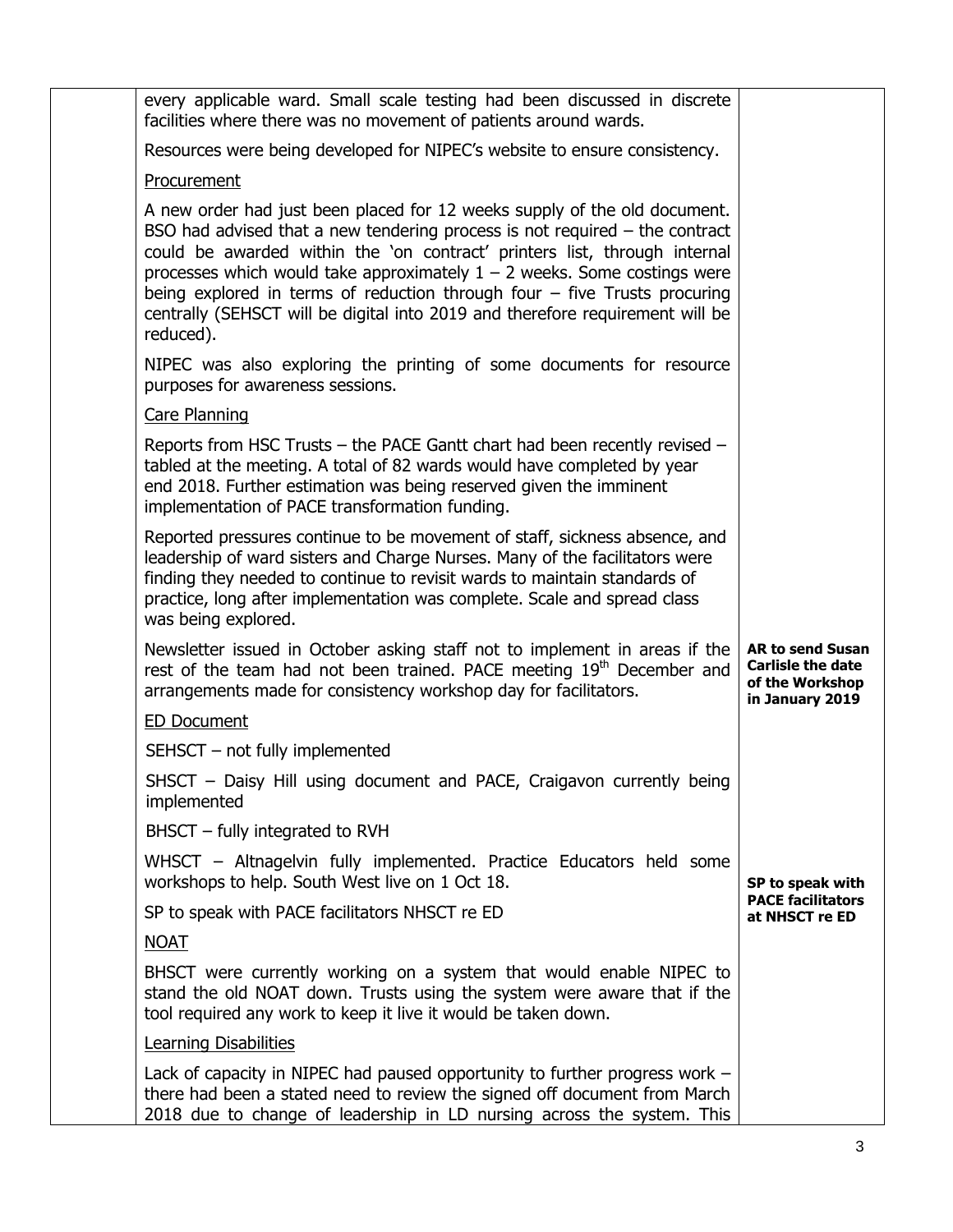| | | |
|---|---|---|
| | every applicable ward. Small scale testing had been discussed in discrete facilities where there was no movement of patients around wards.<br><br>Resources were being developed for NIPEC's website to ensure consistency.<br><br><u>Procurement</u><br><br>A new order had just been placed for 12 weeks supply of the old document. BSO had advised that a new tendering process is not required – the contract could be awarded within the 'on contract' printers list, through internal processes which would take approximately 1 – 2 weeks. Some costings were being explored in terms of reduction through four – five Trusts procuring centrally (SEHSCT will be digital into 2019 and therefore requirement will be reduced).<br><br>NIPEC was also exploring the printing of some documents for resource purposes for awareness sessions.<br><br><u>Care Planning</u><br><br>Reports from HSC Trusts – the PACE Gantt chart had been recently revised – tabled at the meeting. A total of 82 wards would have completed by year end 2018. Further estimation was being reserved given the imminent implementation of PACE transformation funding.<br><br>Reported pressures continue to be movement of staff, sickness absence, and leadership of ward sisters and Charge Nurses. Many of the facilitators were finding they needed to continue to revisit wards to maintain standards of practice, long after implementation was complete. Scale and spread class was being explored.<br><br>Newsletter issued in October asking staff not to implement in areas if the rest of the team had not been trained. PACE meeting 19th December and arrangements made for consistency workshop day for facilitators. | **AR to send Susan Carlisle the date of the Workshop in January 2019** |
| | <u>ED Document</u><br><br>SEHSCT – not fully implemented<br><br>SHSCT – Daisy Hill using document and PACE, Craigavon currently being implemented<br><br>BHSCT – fully integrated to RVH<br><br>WHSCT – Altnagelvin fully implemented. Practice Educators held some workshops to help. South West live on 1 Oct 18.<br><br>SP to speak with PACE facilitators NHSCT re ED | **SP to speak with PACE facilitators at NHSCT re ED** |
| | <u>NOAT</u><br><br>BHSCT were currently working on a system that would enable NIPEC to stand the old NOAT down. Trusts using the system were aware that if the tool required any work to keep it live it would be taken down.<br><br><u>Learning Disabilities</u><br><br>Lack of capacity in NIPEC had paused opportunity to further progress work – there had been a stated need to review the signed off document from March 2018 due to change of leadership in LD nursing across the system. This | |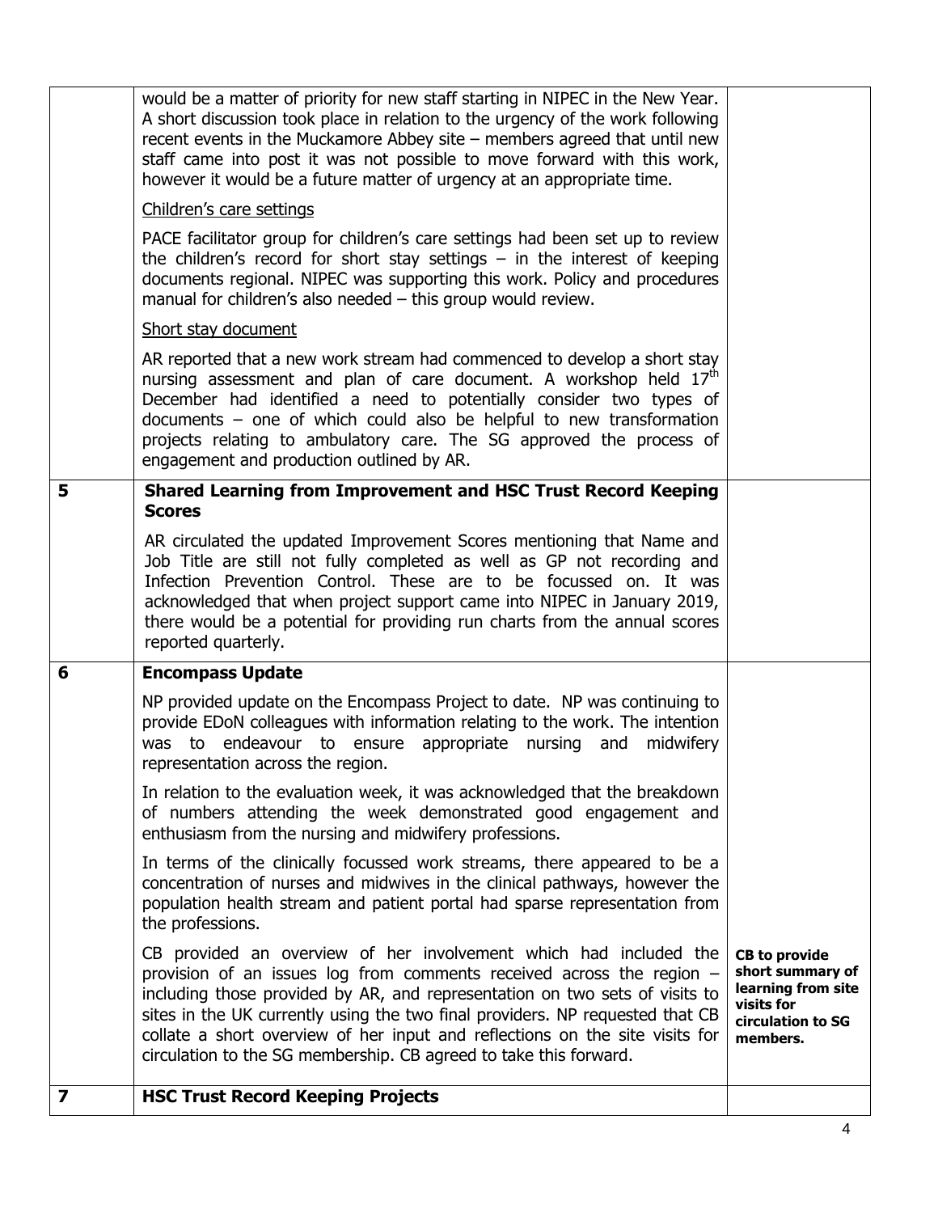| | | |
|---|---|---|
| | would be a matter of priority for new staff starting in NIPEC in the New Year. A short discussion took place in relation to the urgency of the work following recent events in the Muckamore Abbey site – members agreed that until new staff came into post it was not possible to move forward with this work, however it would be a future matter of urgency at an appropriate time.<br><br><u>Children's care settings</u><br><br>PACE facilitator group for children's care settings had been set up to review the children's record for short stay settings – in the interest of keeping documents regional. NIPEC was supporting this work. Policy and procedures manual for children's also needed – this group would review.<br><br><u>Short stay document</u><br><br>AR reported that a new work stream had commenced to develop a short stay nursing assessment and plan of care document. A workshop held 17th December had identified a need to potentially consider two types of documents – one of which could also be helpful to new transformation projects relating to ambulatory care. The SG approved the process of engagement and production outlined by AR. | |
| **5** | **Shared Learning from Improvement and HSC Trust Record Keeping Scores**<br><br>AR circulated the updated Improvement Scores mentioning that Name and Job Title are still not fully completed as well as GP not recording and Infection Prevention Control. These are to be focussed on. It was acknowledged that when project support came into NIPEC in January 2019, there would be a potential for providing run charts from the annual scores reported quarterly. | |
| **6** | **Encompass Update**<br><br>NP provided update on the Encompass Project to date. NP was continuing to provide EDoN colleagues with information relating to the work. The intention was to endeavour to ensure appropriate nursing and midwifery representation across the region.<br><br>In relation to the evaluation week, it was acknowledged that the breakdown of numbers attending the week demonstrated good engagement and enthusiasm from the nursing and midwifery professions.<br><br>In terms of the clinically focussed work streams, there appeared to be a concentration of nurses and midwives in the clinical pathways, however the population health stream and patient portal had sparse representation from the professions.<br><br>CB provided an overview of her involvement which had included the provision of an issues log from comments received across the region – including those provided by AR, and representation on two sets of visits to sites in the UK currently using the two final providers. NP requested that CB collate a short overview of her input and reflections on the site visits for circulation to the SG membership. CB agreed to take this forward. | **CB to provide short summary of learning from site visits for circulation to SG members.** |
| **7** | **HSC Trust Record Keeping Projects** | |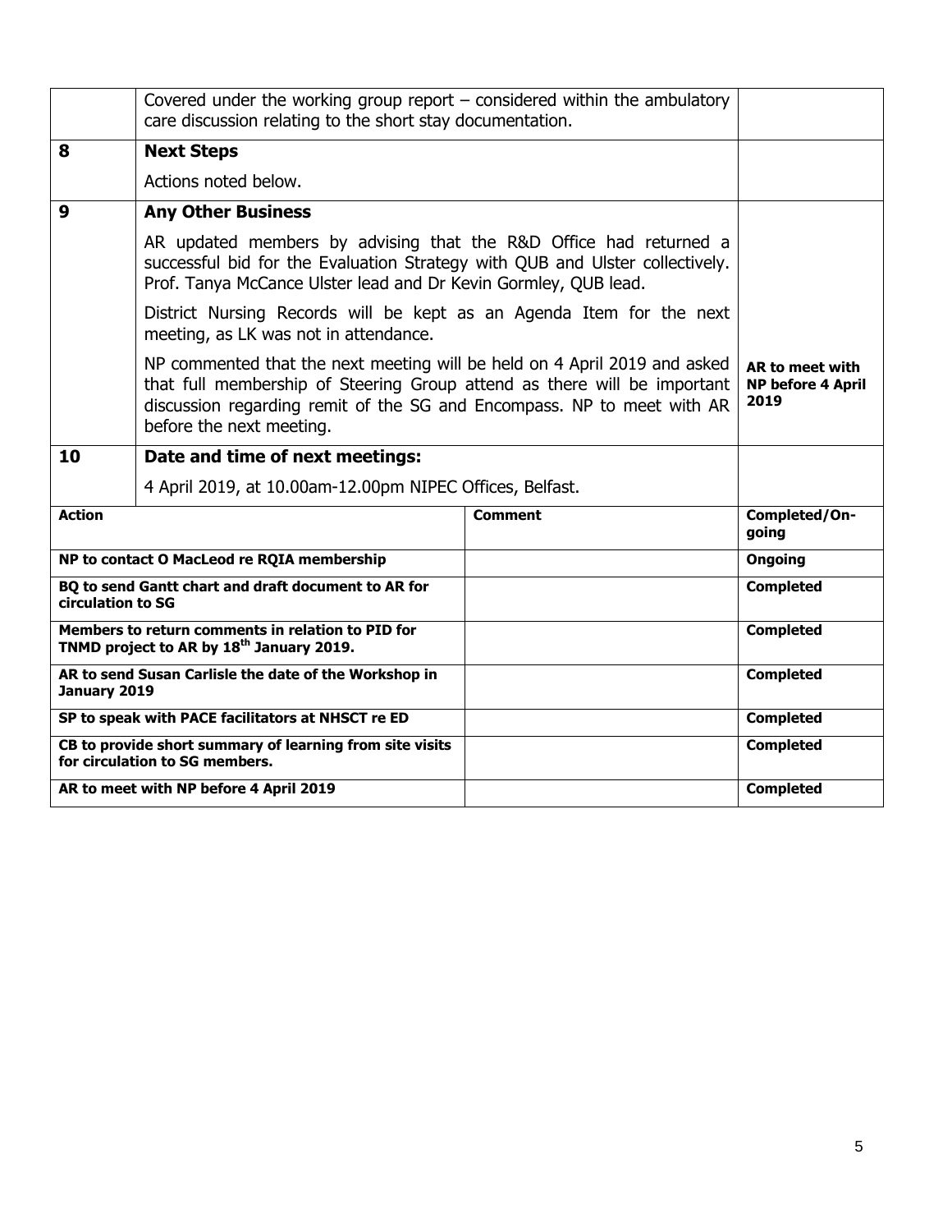| | | |
|---|---|---|
| | Covered under the working group report – considered within the ambulatory care discussion relating to the short stay documentation. | |
| **8** | **Next Steps**<br><br>Actions noted below. | |
| **9** | **Any Other Business**<br><br>AR updated members by advising that the R&D Office had returned a successful bid for the Evaluation Strategy with QUB and Ulster collectively. Prof. Tanya McCance Ulster lead and Dr Kevin Gormley, QUB lead.<br><br>District Nursing Records will be kept as an Agenda Item for the next meeting, as LK was not in attendance.<br><br>NP commented that the next meeting will be held on 4 April 2019 and asked that full membership of Steering Group attend as there will be important discussion regarding remit of the SG and Encompass. NP to meet with AR before the next meeting. | **AR to meet with NP before 4 April 2019** |
| **10** | **Date and time of next meetings:**<br><br>4 April 2019, at 10.00am-12.00pm NIPEC Offices, Belfast. | |

| Action | Comment | Completed/On-going |
|---|---|---|
| **NP to contact O MacLeod re RQIA membership** | | **Ongoing** |
| **BQ to send Gantt chart and draft document to AR for circulation to SG** | | **Completed** |
| **Members to return comments in relation to PID for TNMD project to AR by 18th January 2019.** | | **Completed** |
| **AR to send Susan Carlisle the date of the Workshop in January 2019** | | **Completed** |
| **SP to speak with PACE facilitators at NHSCT re ED** | | **Completed** |
| **CB to provide short summary of learning from site visits for circulation to SG members.** | | **Completed** |
| **AR to meet with NP before 4 April 2019** | | **Completed** |